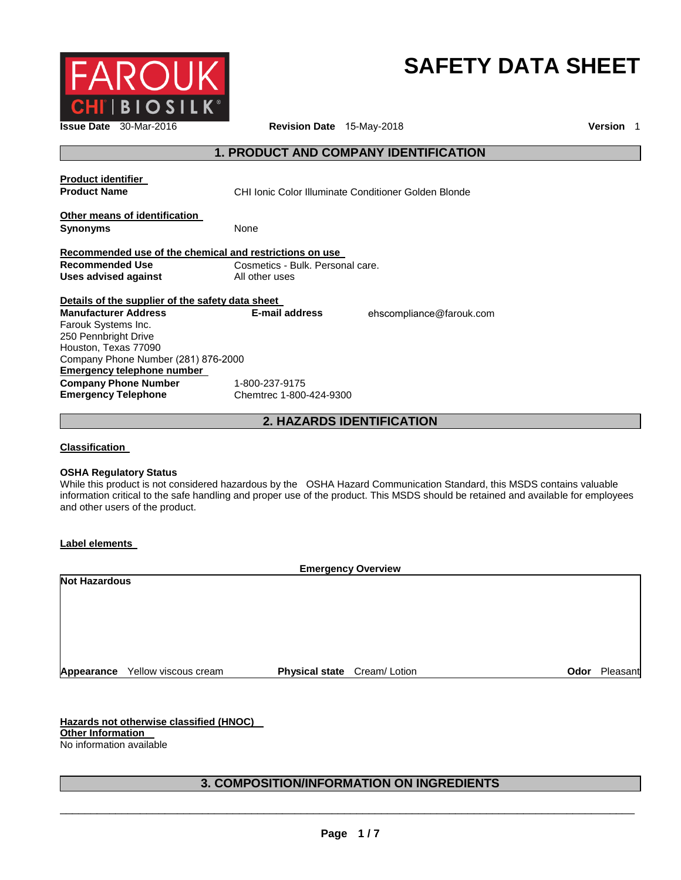FAROUK
CHI | BIOSILK

# SAFETY DATA SHEET

**Issue Date** 30-Mar-2016 **Revision Date** 15-May-2018 **Version** 1

## 1. PRODUCT AND COMPANY IDENTIFICATION

**Product identifier**

**Product Name** CHI Ionic Color Illuminate Conditioner Golden Blonde

**Other means of identification**

**Synonyms** None

**Recommended use of the chemical and restrictions on use**

**Recommended Use** Cosmetics - Bulk. Personal care.
**Uses advised against** All other uses

**Details of the supplier of the safety data sheet**

**Manufacturer Address**
Farouk Systems Inc.
250 Pennbright Drive
Houston, Texas 77090
Company Phone Number (281) 876-2000

**E-mail address** ehscompliance@farouk.com

**Emergency telephone number**

**Company Phone Number** 1-800-237-9175
**Emergency Telephone** Chemtrec 1-800-424-9300

## 2. HAZARDS IDENTIFICATION

**Classification**

**OSHA Regulatory Status**
While this product is not considered hazardous by the OSHA Hazard Communication Standard, this MSDS contains valuable information critical to the safe handling and proper use of the product. This MSDS should be retained and available for employees and other users of the product.

**Label elements**

**Emergency Overview**

**Not Hazardous**

**Appearance** Yellow viscous cream **Physical state** Cream/ Lotion **Odor** Pleasant

**Hazards not otherwise classified (HNOC)**
**Other Information**
No information available

## 3. COMPOSITION/INFORMATION ON INGREDIENTS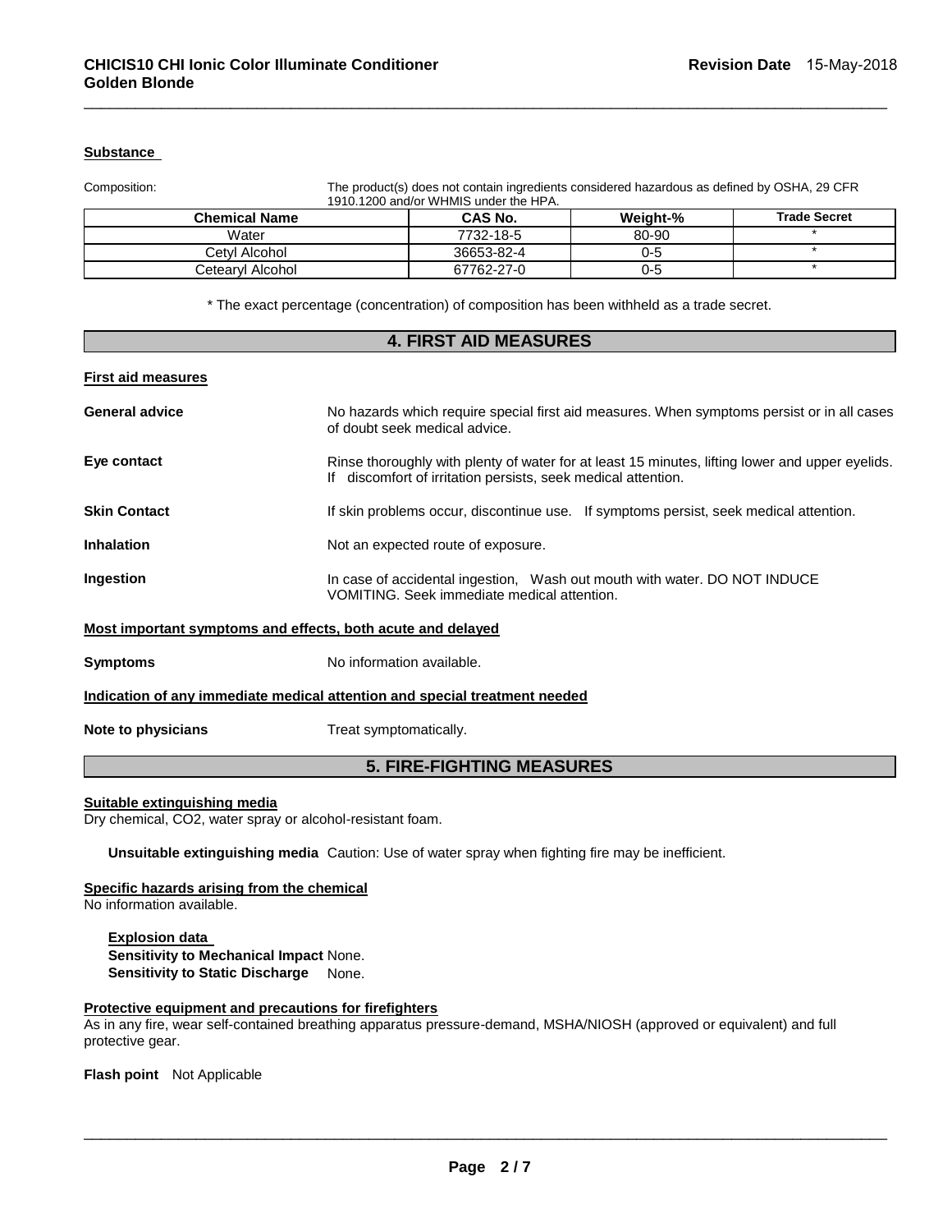**Substance**

Composition: The product(s) does not contain ingredients considered hazardous as defined by OSHA, 29 CFR 1910.1200 and/or WHMIS under the HPA.

| Chemical Name | CAS No. | Weight-% | Trade Secret |
|---|---|---|---|
| Water | 7732-18-5 | 80-90 | * |
| Cetyl Alcohol | 36653-82-4 | 0-5 | * |
| Cetearyl Alcohol | 67762-27-0 | 0-5 | * |

* The exact percentage (concentration) of composition has been withheld as a trade secret.

## 4. FIRST AID MEASURES

**First aid measures**

**General advice** No hazards which require special first aid measures. When symptoms persist or in all cases of doubt seek medical advice.

**Eye contact** Rinse thoroughly with plenty of water for at least 15 minutes, lifting lower and upper eyelids. If discomfort of irritation persists, seek medical attention.

**Skin Contact** If skin problems occur, discontinue use. If symptoms persist, seek medical attention.

**Inhalation** Not an expected route of exposure.

**Ingestion** In case of accidental ingestion, Wash out mouth with water. DO NOT INDUCE VOMITING. Seek immediate medical attention.

**Most important symptoms and effects, both acute and delayed**

**Symptoms** No information available.

**Indication of any immediate medical attention and special treatment needed**

**Note to physicians** Treat symptomatically.

## 5. FIRE-FIGHTING MEASURES

**Suitable extinguishing media**

Dry chemical, $CO_2$, water spray or alcohol-resistant foam.

**Unsuitable extinguishing media** Caution: Use of water spray when fighting fire may be inefficient.

**Specific hazards arising from the chemical**

No information available.

**Explosion data**
**Sensitivity to Mechanical Impact** None.
**Sensitivity to Static Discharge** None.

**Protective equipment and precautions for firefighters**

As in any fire, wear self-contained breathing apparatus pressure-demand, MSHA/NIOSH (approved or equivalent) and full protective gear.

**Flash point** Not Applicable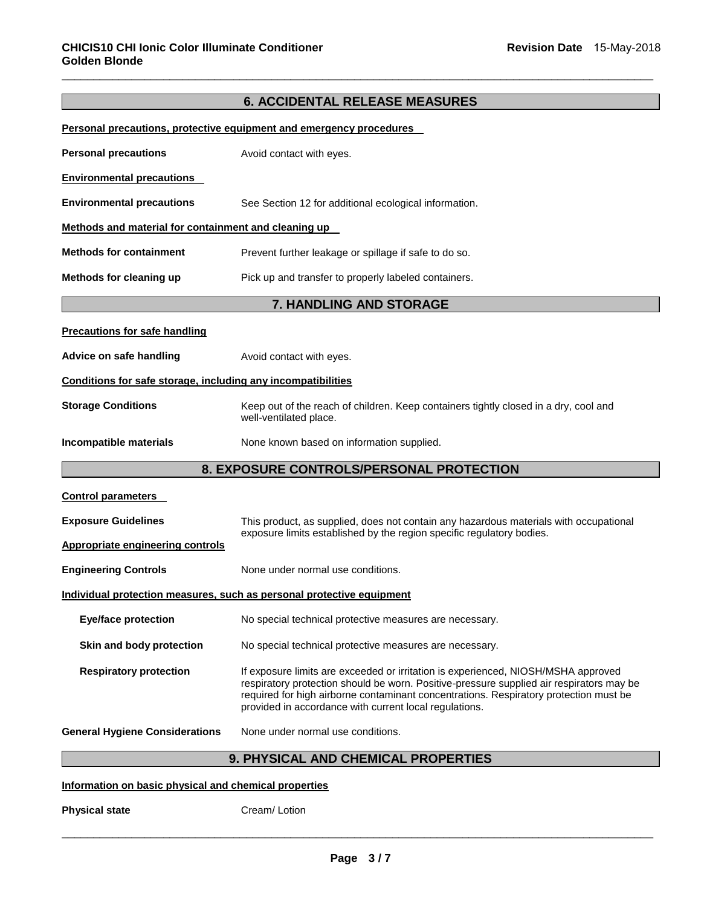## 6. ACCIDENTAL RELEASE MEASURES

**Personal precautions, protective equipment and emergency procedures**

**Personal precautions** Avoid contact with eyes.

**Environmental precautions**

**Environmental precautions** See Section 12 for additional ecological information.

**Methods and material for containment and cleaning up**

**Methods for containment** Prevent further leakage or spillage if safe to do so.

**Methods for cleaning up** Pick up and transfer to properly labeled containers.

## 7. HANDLING AND STORAGE

**Precautions for safe handling**

**Advice on safe handling** Avoid contact with eyes.

**Conditions for safe storage, including any incompatibilities**

**Storage Conditions** Keep out of the reach of children. Keep containers tightly closed in a dry, cool and well-ventilated place.

**Incompatible materials** None known based on information supplied.

## 8. EXPOSURE CONTROLS/PERSONAL PROTECTION

**Control parameters**

**Exposure Guidelines** This product, as supplied, does not contain any hazardous materials with occupational exposure limits established by the region specific regulatory bodies.

**Appropriate engineering controls**

**Engineering Controls** None under normal use conditions.

**Individual protection measures, such as personal protective equipment**

**Eye/face protection** No special technical protective measures are necessary.

**Skin and body protection** No special technical protective measures are necessary.

**Respiratory protection** If exposure limits are exceeded or irritation is experienced, NIOSH/MSHA approved respiratory protection should be worn. Positive-pressure supplied air respirators may be required for high airborne contaminant concentrations. Respiratory protection must be provided in accordance with current local regulations.

**General Hygiene Considerations** None under normal use conditions.

## 9. PHYSICAL AND CHEMICAL PROPERTIES

**Information on basic physical and chemical properties**

**Physical state** Cream/ Lotion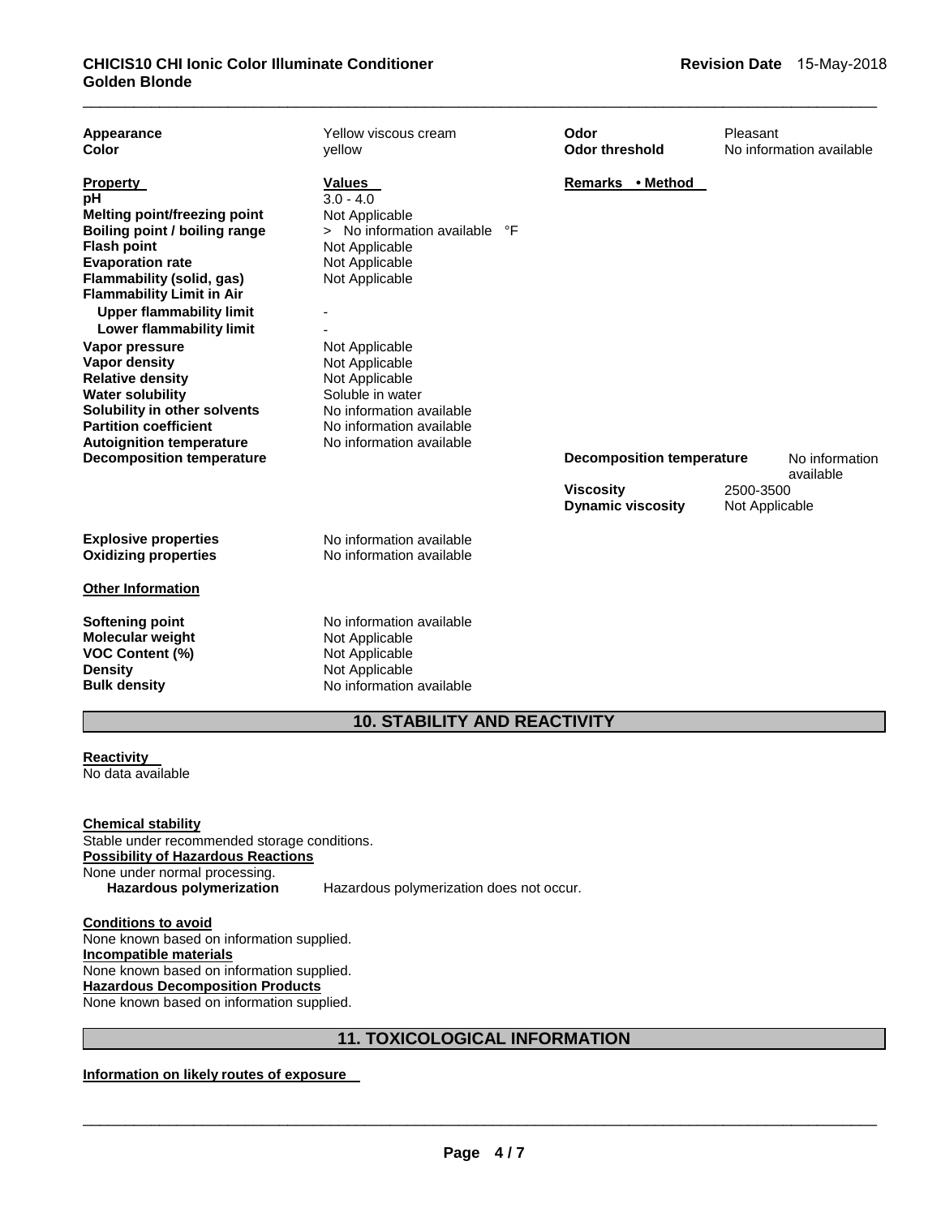| | | | |
|---|---|---|---|
| **Appearance** | Yellow viscous cream | **Odor** | Pleasant |
| **Color** | yellow | **Odor threshold** | No information available |

| **Property** | **Values** | **Remarks • Method** |
|---|---|---|
| **pH** | 3.0 - 4.0 | |
| **Melting point/freezing point** | Not Applicable | |
| **Boiling point / boiling range** | > No information available °F | |
| **Flash point** | Not Applicable | |
| **Evaporation rate** | Not Applicable | |
| **Flammability (solid, gas)** | Not Applicable | |
| **Flammability Limit in Air** | | |
| **Upper flammability limit** | - | |
| **Lower flammability limit** | - | |
| **Vapor pressure** | Not Applicable | |
| **Vapor density** | Not Applicable | |
| **Relative density** | Not Applicable | |
| **Water solubility** | Soluble in water | |
| **Solubility in other solvents** | No information available | |
| **Partition coefficient** | No information available | |
| **Autoignition temperature** | No information available | |
| **Decomposition temperature** | | |

| | |
|---|---|
| **Decomposition temperature** | No information available |
| **Viscosity** | 2500-3500 |
| **Dynamic viscosity** | Not Applicable |

| | |
|---|---|
| **Explosive properties** | No information available |
| **Oxidizing properties** | No information available |

**Other Information**

| | |
|---|---|
| **Softening point** | No information available |
| **Molecular weight** | Not Applicable |
| **VOC Content (%)** | Not Applicable |
| **Density** | Not Applicable |
| **Bulk density** | No information available |

## 10. STABILITY AND REACTIVITY

**Reactivity**
No data available

**Chemical stability**
Stable under recommended storage conditions.

**Possibility of Hazardous Reactions**
None under normal processing.

**Hazardous polymerization** Hazardous polymerization does not occur.

**Conditions to avoid**
None known based on information supplied.

**Incompatible materials**
None known based on information supplied.

**Hazardous Decomposition Products**
None known based on information supplied.

## 11. TOXICOLOGICAL INFORMATION

**Information on likely routes of exposure**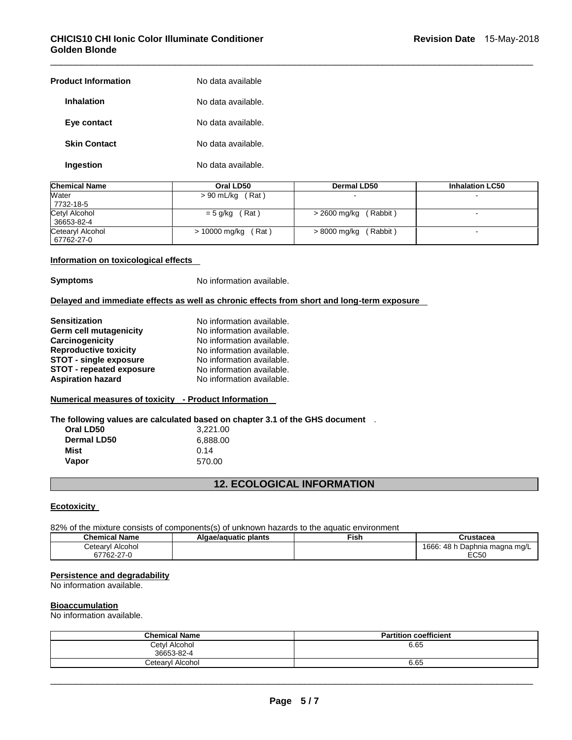**Product Information** No data available

**Inhalation** No data available.

**Eye contact** No data available.

**Skin Contact** No data available.

**Ingestion** No data available.

| Chemical Name | Oral LD50 | Dermal LD50 | Inhalation LC50 |
|---|---|---|---|
| Water<br>7732-18-5 | > 90 mL/kg ( Rat ) | - | - |
| Cetyl Alcohol<br>36653-82-4 | = 5 g/kg ( Rat ) | > 2600 mg/kg ( Rabbit ) | - |
| Cetearyl Alcohol<br>67762-27-0 | > 10000 mg/kg ( Rat ) | > 8000 mg/kg ( Rabbit ) | - |

**Information on toxicological effects**

**Symptoms** No information available.

**Delayed and immediate effects as well as chronic effects from short and long-term exposure**

**Sensitization** No information available.
**Germ cell mutagenicity** No information available.
**Carcinogenicity** No information available.
**Reproductive toxicity** No information available.
**STOT - single exposure** No information available.
**STOT - repeated exposure** No information available.
**Aspiration hazard** No information available.

**Numerical measures of toxicity - Product Information**

**The following values are calculated based on chapter 3.1 of the GHS document** .

**Oral LD50** 3,221.00
**Dermal LD50** 6,888.00
**Mist** 0.14
**Vapor** 570.00

## 12. ECOLOGICAL INFORMATION

**Ecotoxicity**

82% of the mixture consists of components(s) of unknown hazards to the aquatic environment

| Chemical Name | Algae/aquatic plants | Fish | Crustacea |
|---|---|---|---|
| Cetearyl Alcohol<br>67762-27-0 | | | 1666: 48 h Daphnia magna mg/L EC50 |

**Persistence and degradability**
No information available.

**Bioaccumulation**
No information available.

| Chemical Name | Partition coefficient |
|---|---|
| Cetyl Alcohol<br>36653-82-4 | 6.65 |
| Cetearyl Alcohol | 6.65 |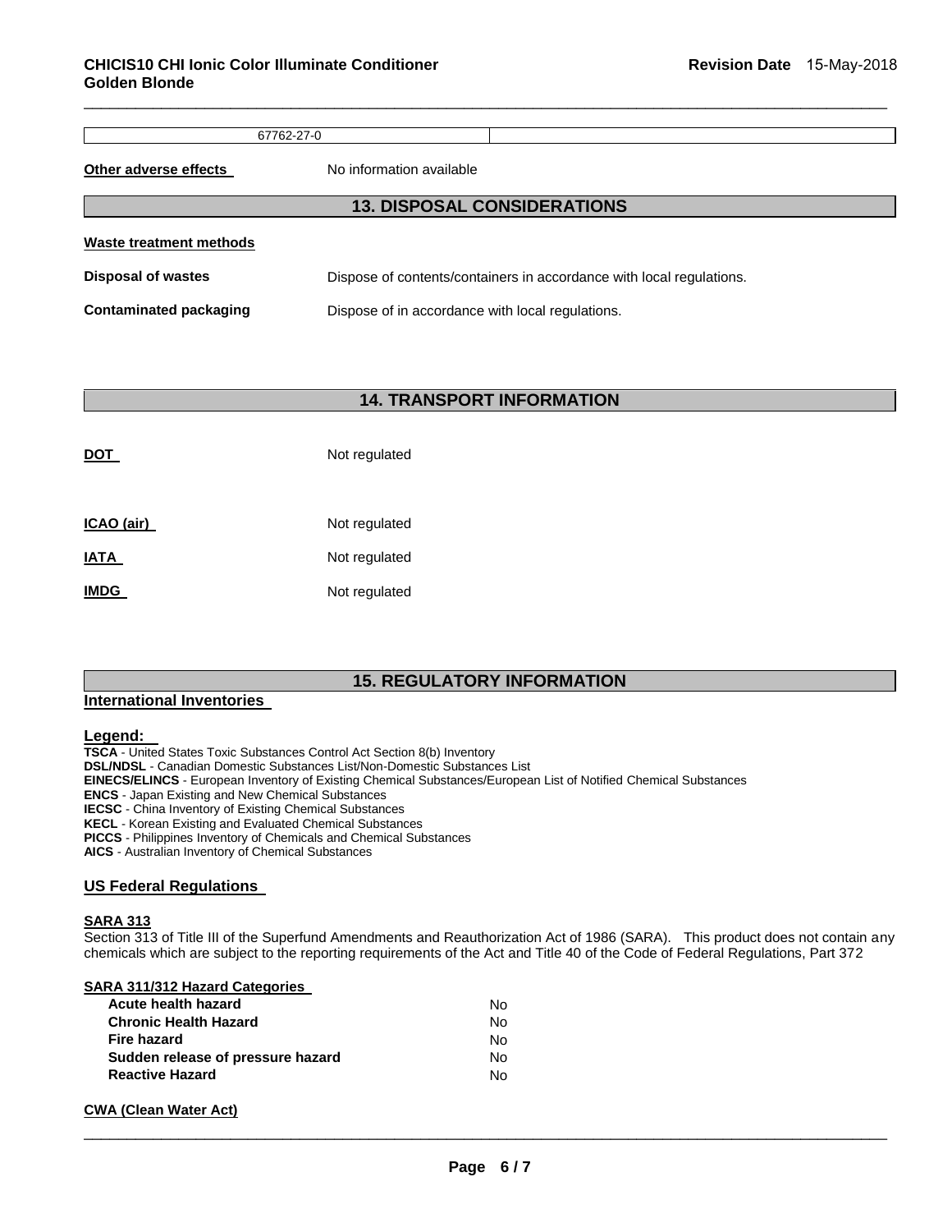| 67762-27-0 | |
|---|---|

**Other adverse effects** No information available

## 13. DISPOSAL CONSIDERATIONS

**Waste treatment methods**

**Disposal of wastes** Dispose of contents/containers in accordance with local regulations.

**Contaminated packaging** Dispose of in accordance with local regulations.

## 14. TRANSPORT INFORMATION

**DOT** Not regulated

**ICAO (air)** Not regulated

**IATA** Not regulated

**IMDG** Not regulated

## 15. REGULATORY INFORMATION

**International Inventories**

**Legend:**

**TSCA** - United States Toxic Substances Control Act Section 8(b) Inventory
**DSL/NDSL** - Canadian Domestic Substances List/Non-Domestic Substances List
**EINECS/ELINCS** - European Inventory of Existing Chemical Substances/European List of Notified Chemical Substances
**ENCS** - Japan Existing and New Chemical Substances
**IECSC** - China Inventory of Existing Chemical Substances
**KECL** - Korean Existing and Evaluated Chemical Substances
**PICCS** - Philippines Inventory of Chemicals and Chemical Substances
**AICS** - Australian Inventory of Chemical Substances

**US Federal Regulations**

**SARA 313**

Section 313 of Title III of the Superfund Amendments and Reauthorization Act of 1986 (SARA). This product does not contain any chemicals which are subject to the reporting requirements of the Act and Title 40 of the Code of Federal Regulations, Part 372

**SARA 311/312 Hazard Categories**

| | |
|---|---|
| **Acute health hazard** | No |
| **Chronic Health Hazard** | No |
| **Fire hazard** | No |
| **Sudden release of pressure hazard** | No |
| **Reactive Hazard** | No |

**CWA (Clean Water Act)**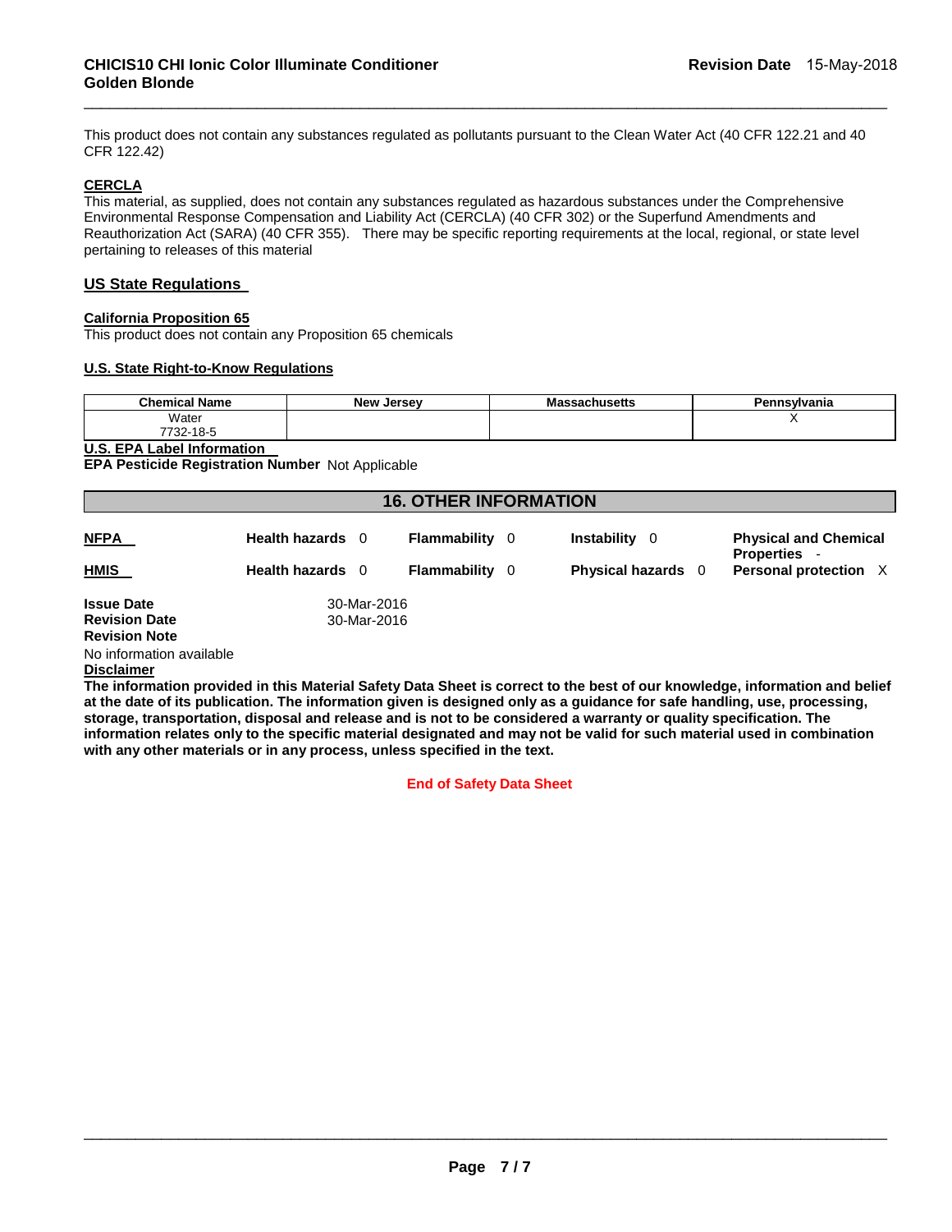This product does not contain any substances regulated as pollutants pursuant to the Clean Water Act (40 CFR 122.21 and 40 CFR 122.42)

**CERCLA**

This material, as supplied, does not contain any substances regulated as hazardous substances under the Comprehensive Environmental Response Compensation and Liability Act (CERCLA) (40 CFR 302) or the Superfund Amendments and Reauthorization Act (SARA) (40 CFR 355). There may be specific reporting requirements at the local, regional, or state level pertaining to releases of this material

**US State Regulations**

**California Proposition 65**

This product does not contain any Proposition 65 chemicals

**U.S. State Right-to-Know Regulations**

| Chemical Name | New Jersey | Massachusetts | Pennsylvania |
|---|---|---|---|
| Water<br>7732-18-5 | | | X |

**U.S. EPA Label Information**

**EPA Pesticide Registration Number** Not Applicable

## 16. OTHER INFORMATION

| | | | | |
|---|---|---|---|---|
| **NFPA** | **Health hazards** 0 | **Flammability** 0 | **Instability** 0 | **Physical and Chemical Properties** - |
| **HMIS** | **Health hazards** 0 | **Flammability** 0 | **Physical hazards** 0 | **Personal protection** X |

**Issue Date** 30-Mar-2016

**Revision Date** 30-Mar-2016

**Revision Note**

No information available

**Disclaimer**

**The information provided in this Material Safety Data Sheet is correct to the best of our knowledge, information and belief at the date of its publication. The information given is designed only as a guidance for safe handling, use, processing, storage, transportation, disposal and release and is not to be considered a warranty or quality specification. The information relates only to the specific material designated and may not be valid for such material used in combination with any other materials or in any process, unless specified in the text.**

**End of Safety Data Sheet**